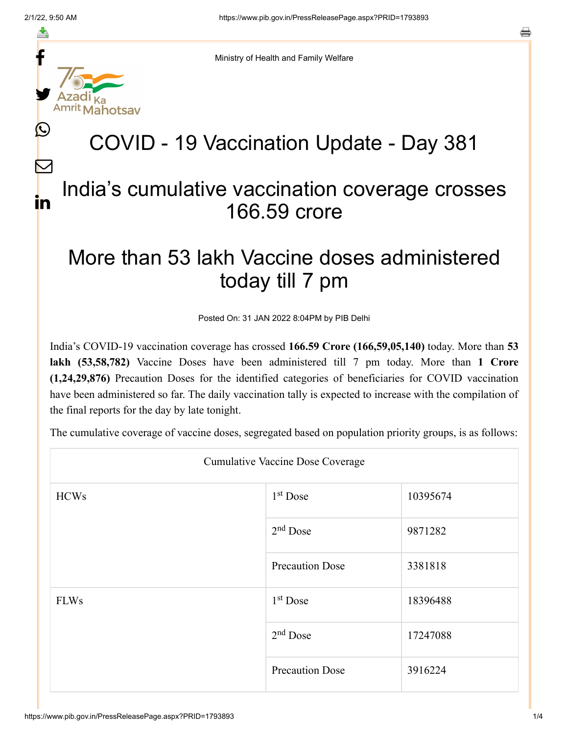Ministry of Health and Family Welfare

# COVID - 19 Vaccination Update - Day 381

## India's cumulative vaccination coverage crosses 166.59 crore

## More than 53 lakh Vaccine doses administered today till 7 pm

Posted On: 31 JAN 2022 8:04PM by PIB Delhi

India's COVID-19 vaccination coverage has crossed **166.59 Crore (166,59,05,140)** today. More than **53 lakh (53,58,782)** Vaccine Doses have been administered till 7 pm today. More than **1 Crore (1,24,29,876)** Precaution Doses for the identified categories of beneficiaries for COVID vaccination have been administered so far. The daily vaccination tally is expected to increase with the compilation of the final reports for the day by late tonight.

The cumulative coverage of vaccine doses, segregated based on population priority groups, is as follows:

| Cumulative Vaccine Dose Coverage | | |
|---|---|---|
| HCWs | 1st Dose | 10395674 |
| | 2nd Dose | 9871282 |
| | Precaution Dose | 3381818 |
| FLWs | 1st Dose | 18396488 |
| | 2nd Dose | 17247088 |
| | Precaution Dose | 3916224 |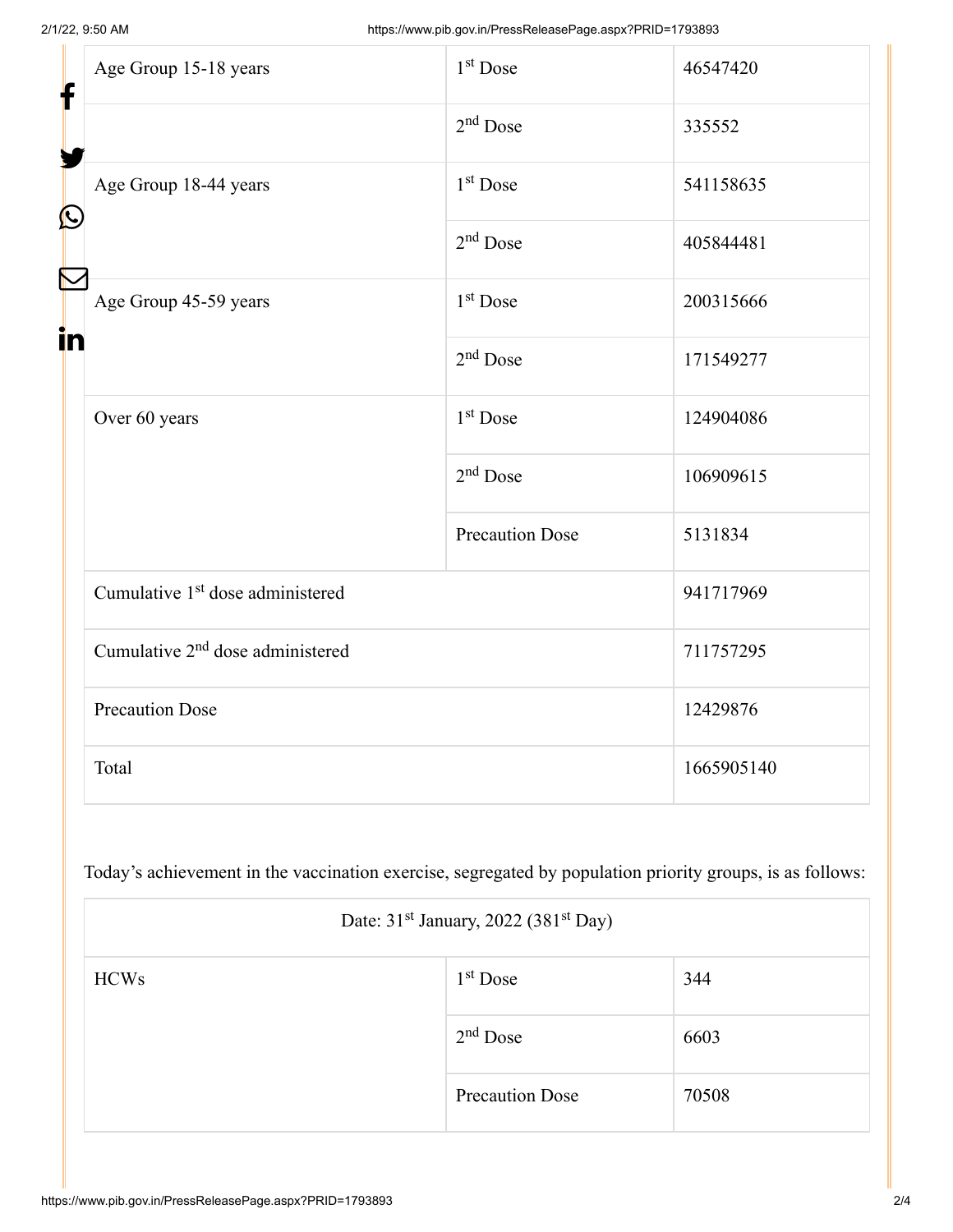| Age Group 15-18 years | 1st Dose | 46547420 |
|---|---|---|
| | 2nd Dose | 335552 |
| Age Group 18-44 years | 1st Dose | 541158635 |
| | 2nd Dose | 405844481 |
| Age Group 45-59 years | 1st Dose | 200315666 |
| | 2nd Dose | 171549277 |
| Over 60 years | 1st Dose | 124904086 |
| | 2nd Dose | 106909615 |
| | Precaution Dose | 5131834 |
| Cumulative 1st dose administered | | 941717969 |
| Cumulative 2nd dose administered | | 711757295 |
| Precaution Dose | | 12429876 |
| Total | | 1665905140 |

Today's achievement in the vaccination exercise, segregated by population priority groups, is as follows:

| Date: 31st January, 2022 (381st Day) | | |
|---|---|---|
| HCWs | 1st Dose | 344 |
| | 2nd Dose | 6603 |
| | Precaution Dose | 70508 |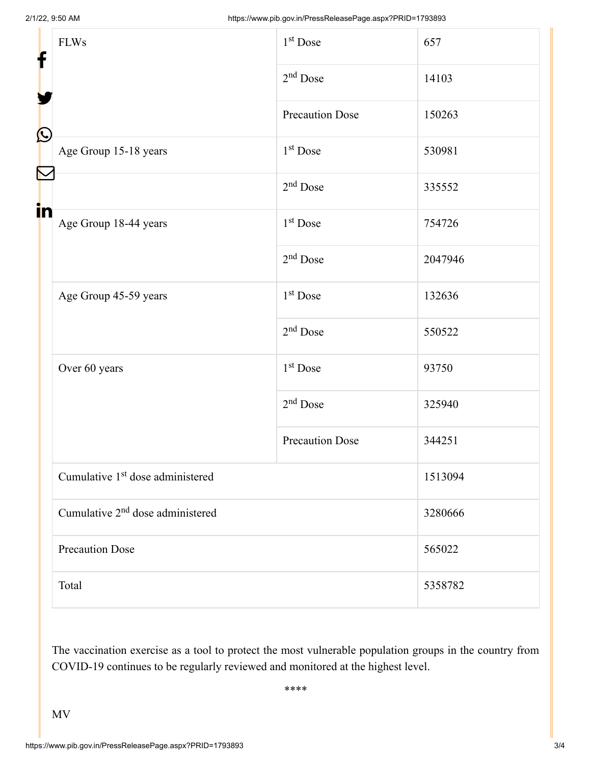| | | |
|---|---|---|
| FLWs | 1st Dose | 657 |
| | 2nd Dose | 14103 |
| | Precaution Dose | 150263 |
| Age Group 15-18 years | 1st Dose | 530981 |
| | 2nd Dose | 335552 |
| Age Group 18-44 years | 1st Dose | 754726 |
| | 2nd Dose | 2047946 |
| Age Group 45-59 years | 1st Dose | 132636 |
| | 2nd Dose | 550522 |
| Over 60 years | 1st Dose | 93750 |
| | 2nd Dose | 325940 |
| | Precaution Dose | 344251 |
| Cumulative 1st dose administered | | 1513094 |
| Cumulative 2nd dose administered | | 3280666 |
| Precaution Dose | | 565022 |
| Total | | 5358782 |

The vaccination exercise as a tool to protect the most vulnerable population groups in the country from COVID-19 continues to be regularly reviewed and monitored at the highest level.

****

MV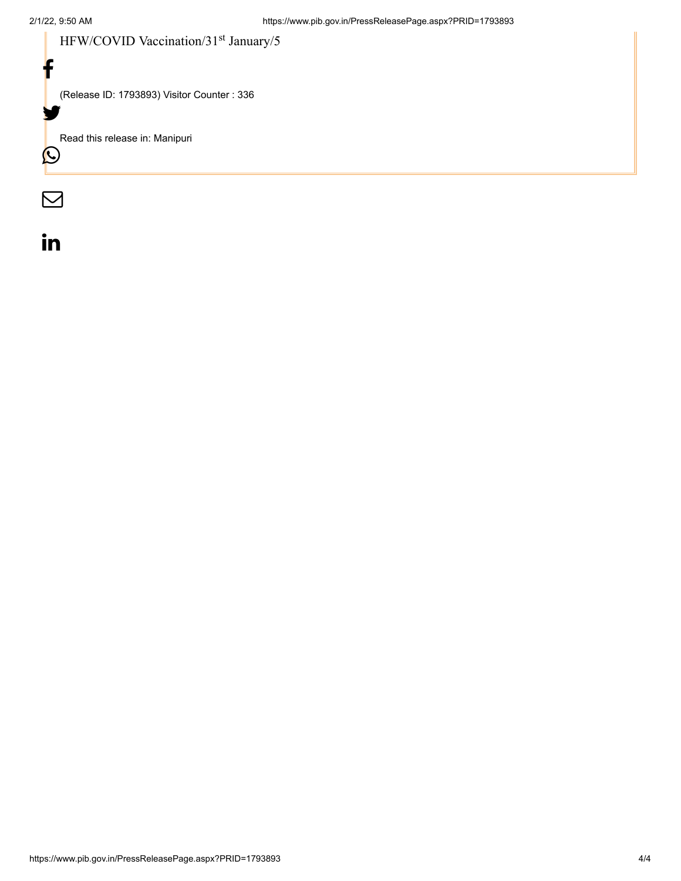HFW/COVID Vaccination/31st January/5

(Release ID: 1793893) Visitor Counter : 336

Read this release in: Manipuri